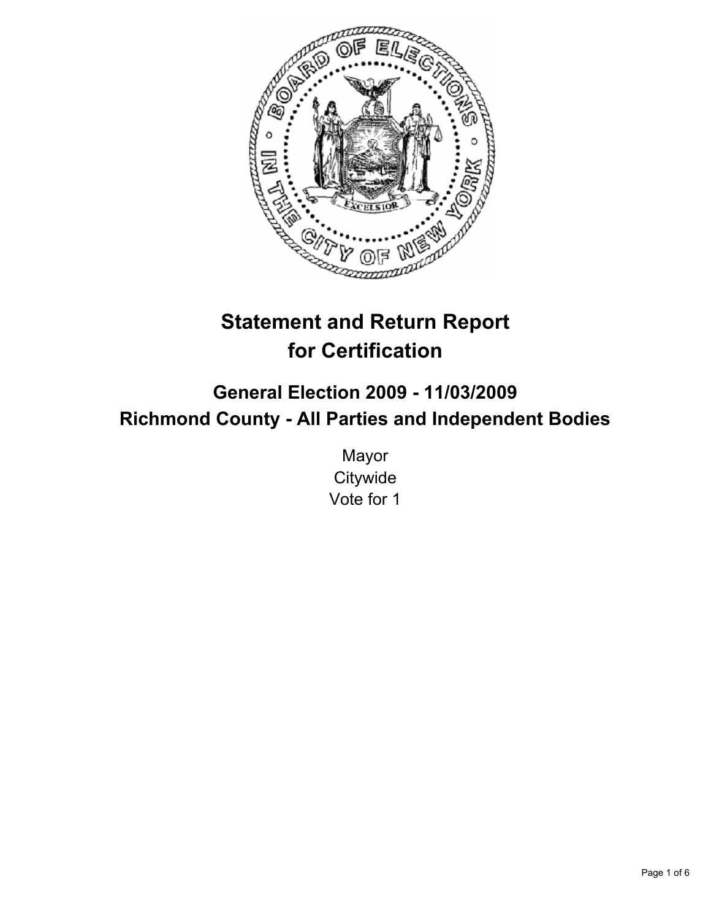# Statement and Return Report for Certification

## General Election 2009 - 11/03/2009
## Richmond County - All Parties and Independent Bodies

Mayor
Citywide
Vote for 1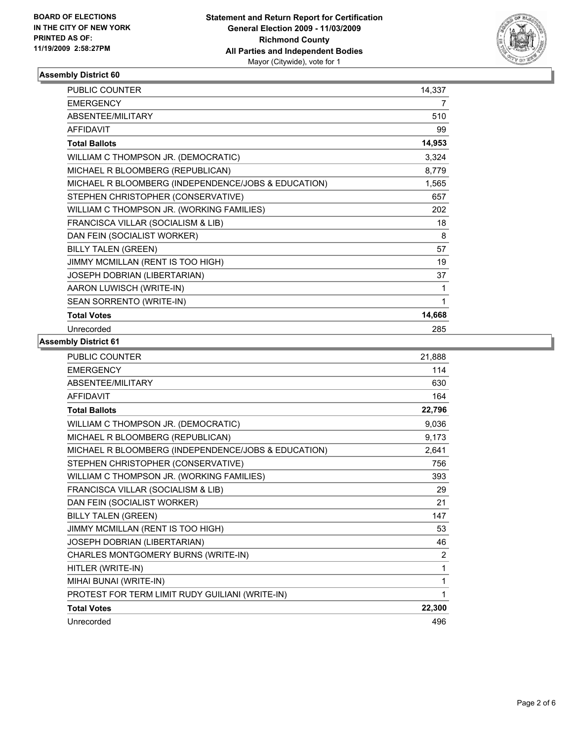BOARD OF ELECTIONS
IN THE CITY OF NEW YORK
PRINTED AS OF:
11/19/2009 2:58:27PM

**Statement and Return Report for Certification**
**General Election 2009 - 11/03/2009**
**Richmond County**
**All Parties and Independent Bodies**
Mayor (Citywide), vote for 1

### Assembly District 60

| | |
|---|---|
| PUBLIC COUNTER | 14,337 |
| EMERGENCY | 7 |
| ABSENTEE/MILITARY | 510 |
| AFFIDAVIT | 99 |
| **Total Ballots** | **14,953** |
| WILLIAM C THOMPSON JR. (DEMOCRATIC) | 3,324 |
| MICHAEL R BLOOMBERG (REPUBLICAN) | 8,779 |
| MICHAEL R BLOOMBERG (INDEPENDENCE/JOBS & EDUCATION) | 1,565 |
| STEPHEN CHRISTOPHER (CONSERVATIVE) | 657 |
| WILLIAM C THOMPSON JR. (WORKING FAMILIES) | 202 |
| FRANCISCA VILLAR (SOCIALISM & LIB) | 18 |
| DAN FEIN (SOCIALIST WORKER) | 8 |
| BILLY TALEN (GREEN) | 57 |
| JIMMY MCMILLAN (RENT IS TOO HIGH) | 19 |
| JOSEPH DOBRIAN (LIBERTARIAN) | 37 |
| AARON LUWISCH (WRITE-IN) | 1 |
| SEAN SORRENTO (WRITE-IN) | 1 |
| **Total Votes** | **14,668** |
| Unrecorded | 285 |

### Assembly District 61

| | |
|---|---|
| PUBLIC COUNTER | 21,888 |
| EMERGENCY | 114 |
| ABSENTEE/MILITARY | 630 |
| AFFIDAVIT | 164 |
| **Total Ballots** | **22,796** |
| WILLIAM C THOMPSON JR. (DEMOCRATIC) | 9,036 |
| MICHAEL R BLOOMBERG (REPUBLICAN) | 9,173 |
| MICHAEL R BLOOMBERG (INDEPENDENCE/JOBS & EDUCATION) | 2,641 |
| STEPHEN CHRISTOPHER (CONSERVATIVE) | 756 |
| WILLIAM C THOMPSON JR. (WORKING FAMILIES) | 393 |
| FRANCISCA VILLAR (SOCIALISM & LIB) | 29 |
| DAN FEIN (SOCIALIST WORKER) | 21 |
| BILLY TALEN (GREEN) | 147 |
| JIMMY MCMILLAN (RENT IS TOO HIGH) | 53 |
| JOSEPH DOBRIAN (LIBERTARIAN) | 46 |
| CHARLES MONTGOMERY BURNS (WRITE-IN) | 2 |
| HITLER (WRITE-IN) | 1 |
| MIHAI BUNAI (WRITE-IN) | 1 |
| PROTEST FOR TERM LIMIT RUDY GUILIANI (WRITE-IN) | 1 |
| **Total Votes** | **22,300** |
| Unrecorded | 496 |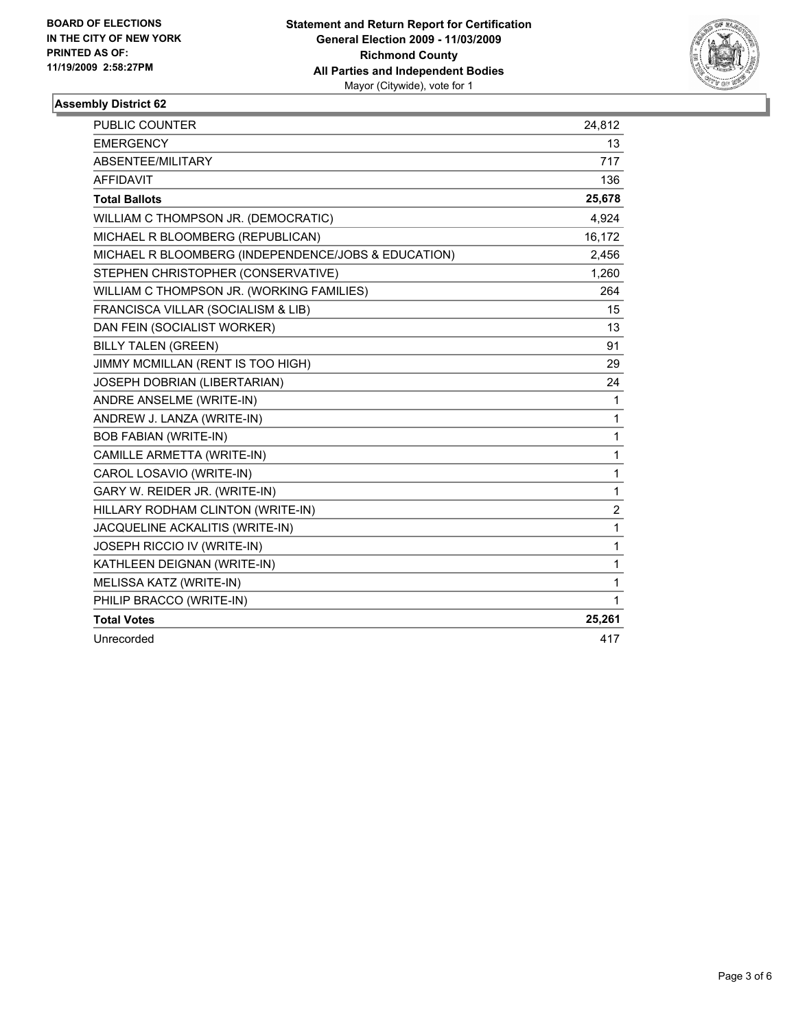**BOARD OF ELECTIONS IN THE CITY OF NEW YORK PRINTED AS OF: 11/19/2009 2:58:27PM**

# Statement and Return Report for Certification
## General Election 2009 - 11/03/2009
## Richmond County
## All Parties and Independent Bodies
Mayor (Citywide), vote for 1

### Assembly District 62

| | |
|---|---|
| PUBLIC COUNTER | 24,812 |
| EMERGENCY | 13 |
| ABSENTEE/MILITARY | 717 |
| AFFIDAVIT | 136 |
| **Total Ballots** | **25,678** |
| WILLIAM C THOMPSON JR. (DEMOCRATIC) | 4,924 |
| MICHAEL R BLOOMBERG (REPUBLICAN) | 16,172 |
| MICHAEL R BLOOMBERG (INDEPENDENCE/JOBS & EDUCATION) | 2,456 |
| STEPHEN CHRISTOPHER (CONSERVATIVE) | 1,260 |
| WILLIAM C THOMPSON JR. (WORKING FAMILIES) | 264 |
| FRANCISCA VILLAR (SOCIALISM & LIB) | 15 |
| DAN FEIN (SOCIALIST WORKER) | 13 |
| BILLY TALEN (GREEN) | 91 |
| JIMMY MCMILLAN (RENT IS TOO HIGH) | 29 |
| JOSEPH DOBRIAN (LIBERTARIAN) | 24 |
| ANDRE ANSELME (WRITE-IN) | 1 |
| ANDREW J. LANZA (WRITE-IN) | 1 |
| BOB FABIAN (WRITE-IN) | 1 |
| CAMILLE ARMETTA (WRITE-IN) | 1 |
| CAROL LOSAVIO (WRITE-IN) | 1 |
| GARY W. REIDER JR. (WRITE-IN) | 1 |
| HILLARY RODHAM CLINTON (WRITE-IN) | 2 |
| JACQUELINE ACKALITIS (WRITE-IN) | 1 |
| JOSEPH RICCIO IV (WRITE-IN) | 1 |
| KATHLEEN DEIGNAN (WRITE-IN) | 1 |
| MELISSA KATZ (WRITE-IN) | 1 |
| PHILIP BRACCO (WRITE-IN) | 1 |
| **Total Votes** | **25,261** |
| Unrecorded | 417 |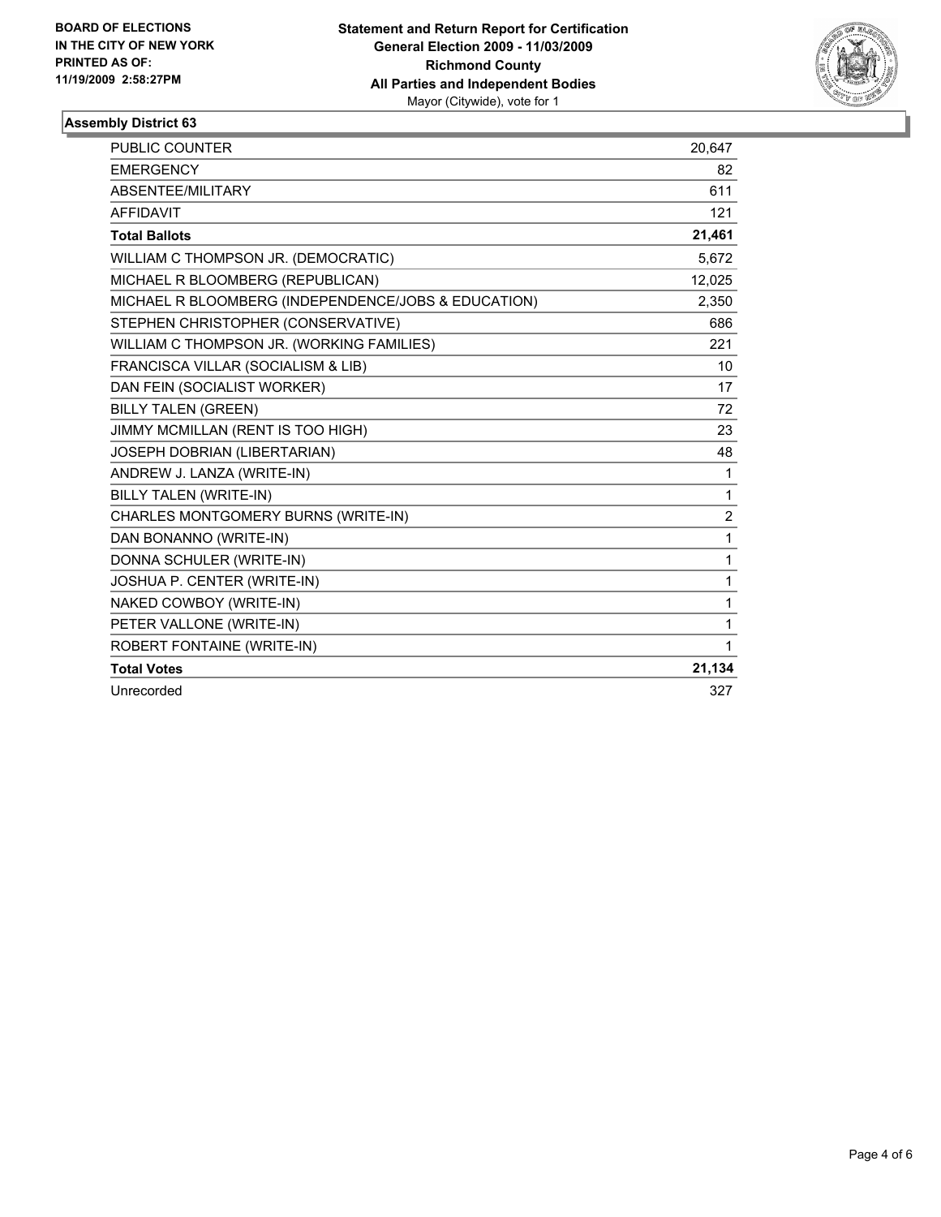**BOARD OF ELECTIONS IN THE CITY OF NEW YORK PRINTED AS OF: 11/19/2009 2:58:27PM**

**Statement and Return Report for Certification General Election 2009 - 11/03/2009 Richmond County All Parties and Independent Bodies**
Mayor (Citywide), vote for 1

## Assembly District 63

| | |
|---|---|
| PUBLIC COUNTER | 20,647 |
| EMERGENCY | 82 |
| ABSENTEE/MILITARY | 611 |
| AFFIDAVIT | 121 |
| **Total Ballots** | **21,461** |
| WILLIAM C THOMPSON JR. (DEMOCRATIC) | 5,672 |
| MICHAEL R BLOOMBERG (REPUBLICAN) | 12,025 |
| MICHAEL R BLOOMBERG (INDEPENDENCE/JOBS & EDUCATION) | 2,350 |
| STEPHEN CHRISTOPHER (CONSERVATIVE) | 686 |
| WILLIAM C THOMPSON JR. (WORKING FAMILIES) | 221 |
| FRANCISCA VILLAR (SOCIALISM & LIB) | 10 |
| DAN FEIN (SOCIALIST WORKER) | 17 |
| BILLY TALEN (GREEN) | 72 |
| JIMMY MCMILLAN (RENT IS TOO HIGH) | 23 |
| JOSEPH DOBRIAN (LIBERTARIAN) | 48 |
| ANDREW J. LANZA (WRITE-IN) | 1 |
| BILLY TALEN (WRITE-IN) | 1 |
| CHARLES MONTGOMERY BURNS (WRITE-IN) | 2 |
| DAN BONANNO (WRITE-IN) | 1 |
| DONNA SCHULER (WRITE-IN) | 1 |
| JOSHUA P. CENTER (WRITE-IN) | 1 |
| NAKED COWBOY (WRITE-IN) | 1 |
| PETER VALLONE (WRITE-IN) | 1 |
| ROBERT FONTAINE (WRITE-IN) | 1 |
| **Total Votes** | **21,134** |
| Unrecorded | 327 |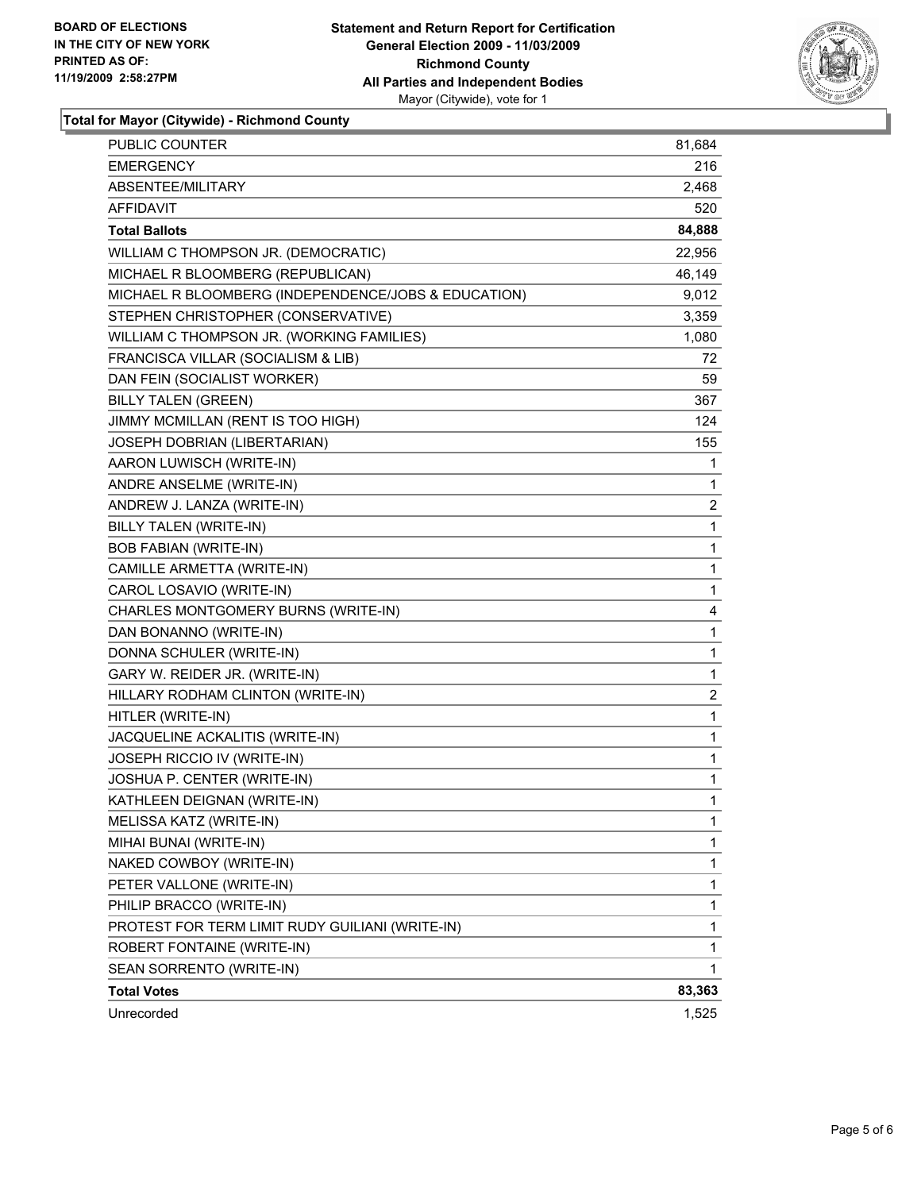**BOARD OF ELECTIONS IN THE CITY OF NEW YORK PRINTED AS OF: 11/19/2009 2:58:27PM**

**Statement and Return Report for Certification General Election 2009 - 11/03/2009 Richmond County All Parties and Independent Bodies** Mayor (Citywide), vote for 1

### Total for Mayor (Citywide) - Richmond County

| | |
|---|---|
| PUBLIC COUNTER | 81,684 |
| EMERGENCY | 216 |
| ABSENTEE/MILITARY | 2,468 |
| AFFIDAVIT | 520 |
| **Total Ballots** | **84,888** |
| WILLIAM C THOMPSON JR. (DEMOCRATIC) | 22,956 |
| MICHAEL R BLOOMBERG (REPUBLICAN) | 46,149 |
| MICHAEL R BLOOMBERG (INDEPENDENCE/JOBS & EDUCATION) | 9,012 |
| STEPHEN CHRISTOPHER (CONSERVATIVE) | 3,359 |
| WILLIAM C THOMPSON JR. (WORKING FAMILIES) | 1,080 |
| FRANCISCA VILLAR (SOCIALISM & LIB) | 72 |
| DAN FEIN (SOCIALIST WORKER) | 59 |
| BILLY TALEN (GREEN) | 367 |
| JIMMY MCMILLAN (RENT IS TOO HIGH) | 124 |
| JOSEPH DOBRIAN (LIBERTARIAN) | 155 |
| AARON LUWISCH (WRITE-IN) | 1 |
| ANDRE ANSELME (WRITE-IN) | 1 |
| ANDREW J. LANZA (WRITE-IN) | 2 |
| BILLY TALEN (WRITE-IN) | 1 |
| BOB FABIAN (WRITE-IN) | 1 |
| CAMILLE ARMETTA (WRITE-IN) | 1 |
| CAROL LOSAVIO (WRITE-IN) | 1 |
| CHARLES MONTGOMERY BURNS (WRITE-IN) | 4 |
| DAN BONANNO (WRITE-IN) | 1 |
| DONNA SCHULER (WRITE-IN) | 1 |
| GARY W. REIDER JR. (WRITE-IN) | 1 |
| HILLARY RODHAM CLINTON (WRITE-IN) | 2 |
| HITLER (WRITE-IN) | 1 |
| JACQUELINE ACKALITIS (WRITE-IN) | 1 |
| JOSEPH RICCIO IV (WRITE-IN) | 1 |
| JOSHUA P. CENTER (WRITE-IN) | 1 |
| KATHLEEN DEIGNAN (WRITE-IN) | 1 |
| MELISSA KATZ (WRITE-IN) | 1 |
| MIHAI BUNAI (WRITE-IN) | 1 |
| NAKED COWBOY (WRITE-IN) | 1 |
| PETER VALLONE (WRITE-IN) | 1 |
| PHILIP BRACCO (WRITE-IN) | 1 |
| PROTEST FOR TERM LIMIT RUDY GUILIANI (WRITE-IN) | 1 |
| ROBERT FONTAINE (WRITE-IN) | 1 |
| SEAN SORRENTO (WRITE-IN) | 1 |
| **Total Votes** | **83,363** |
| Unrecorded | 1,525 |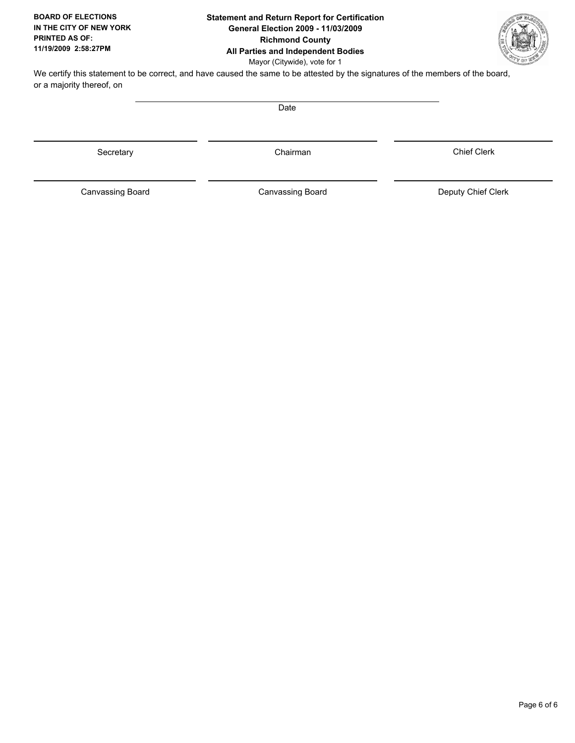**BOARD OF ELECTIONS**
**IN THE CITY OF NEW YORK**
**PRINTED AS OF:**
**11/19/2009 2:58:27PM**

**Statement and Return Report for Certification**
**General Election 2009 - 11/03/2009**
**Richmond County**
**All Parties and Independent Bodies**
Mayor (Citywide), vote for 1

We certify this statement to be correct, and have caused the same to be attested by the signatures of the members of the board, or a majority thereof, on

Date

| | | |
|---|---|---|
| Secretary | Chairman | Chief Clerk |
| Canvassing Board | Canvassing Board | Deputy Chief Clerk |